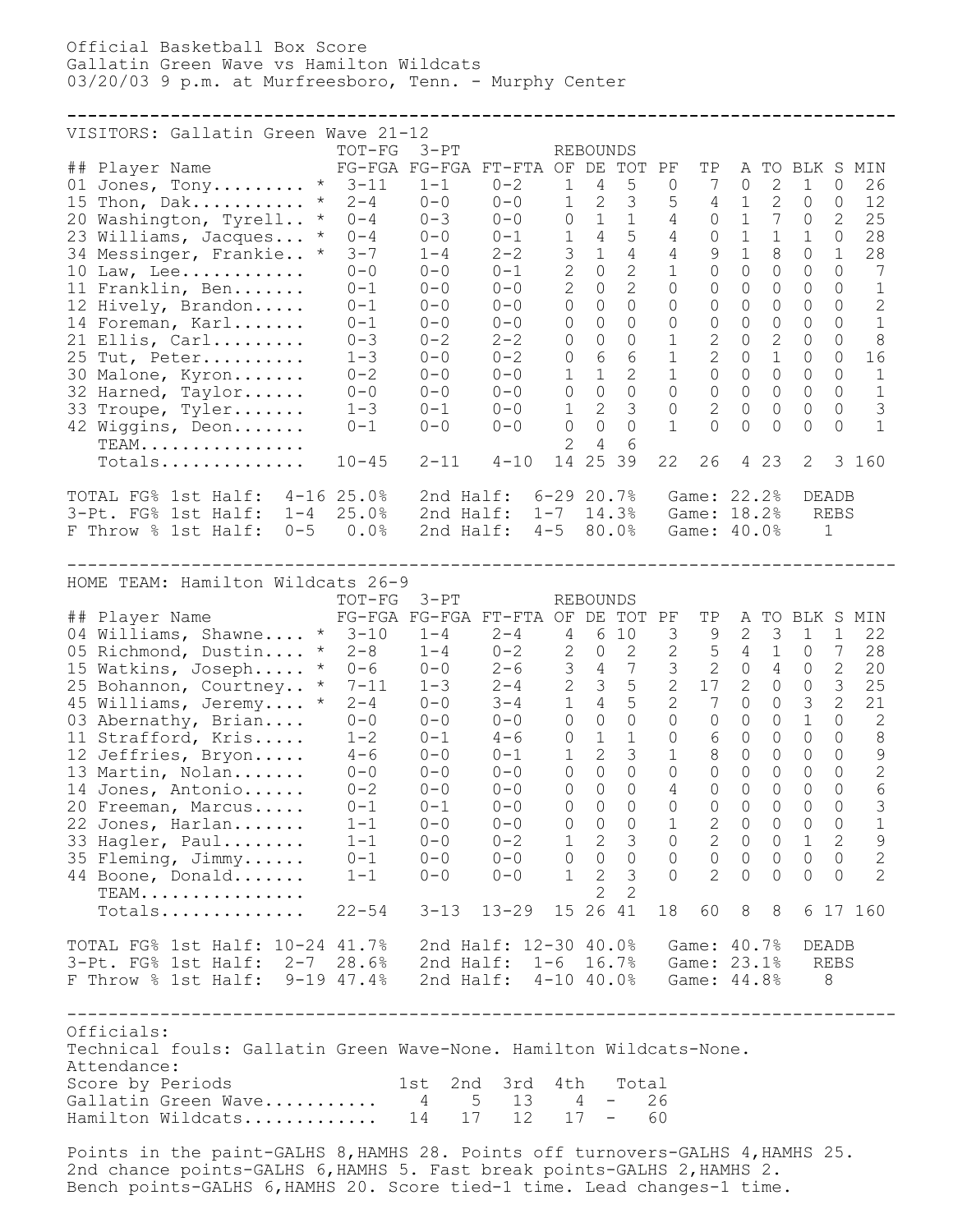Official Basketball Box Score
Gallatin Green Wave vs Hamilton Wildcats
03/20/03 9 p.m. at Murfreesboro, Tenn. - Murphy Center

---

VISITORS: Gallatin Green Wave 21-12

| ## | Player Name | | TOT-FG FG-FGA | 3-PT FG-FGA | FT-FTA | REBOUNDS OF | DE | TOT | PF | TP | A | TO | BLK | S | MIN |
|---|---|---|---|---|---|---|---|---|---|---|---|---|---|---|---|
| 01 | Jones, Tony......... | * | 3-11 | 1-1 | 0-2 | 1 | 4 | 5 | 0 | 7 | 0 | 2 | 1 | 0 | 26 |
| 15 | Thon, Dak........... | * | 2-4 | 0-0 | 0-0 | 1 | 2 | 3 | 5 | 4 | 1 | 2 | 0 | 0 | 12 |
| 20 | Washington, Tyrell.. | * | 0-4 | 0-3 | 0-0 | 0 | 1 | 1 | 4 | 0 | 1 | 7 | 0 | 2 | 25 |
| 23 | Williams, Jacques... | * | 0-4 | 0-0 | 0-1 | 1 | 4 | 5 | 4 | 0 | 1 | 1 | 1 | 0 | 28 |
| 34 | Messinger, Frankie.. | * | 3-7 | 1-4 | 2-2 | 3 | 1 | 4 | 4 | 9 | 1 | 8 | 0 | 1 | 28 |
| 10 | Law, Lee............ | | 0-0 | 0-0 | 0-1 | 2 | 0 | 2 | 1 | 0 | 0 | 0 | 0 | 0 | 7 |
| 11 | Franklin, Ben....... | | 0-1 | 0-0 | 0-0 | 2 | 0 | 2 | 0 | 0 | 0 | 0 | 0 | 0 | 1 |
| 12 | Hively, Brandon..... | | 0-1 | 0-0 | 0-0 | 0 | 0 | 0 | 0 | 0 | 0 | 0 | 0 | 0 | 2 |
| 14 | Foreman, Karl....... | | 0-1 | 0-0 | 0-0 | 0 | 0 | 0 | 0 | 0 | 0 | 0 | 0 | 0 | 1 |
| 21 | Ellis, Carl......... | | 0-3 | 0-2 | 2-2 | 0 | 0 | 0 | 1 | 2 | 0 | 2 | 0 | 0 | 8 |
| 25 | Tut, Peter.......... | | 1-3 | 0-0 | 0-2 | 0 | 6 | 6 | 1 | 2 | 0 | 1 | 0 | 0 | 16 |
| 30 | Malone, Kyron....... | | 0-2 | 0-0 | 0-0 | 1 | 1 | 2 | 1 | 0 | 0 | 0 | 0 | 0 | 1 |
| 32 | Harned, Taylor...... | | 0-0 | 0-0 | 0-0 | 0 | 0 | 0 | 0 | 0 | 0 | 0 | 0 | 0 | 1 |
| 33 | Troupe, Tyler....... | | 1-3 | 0-1 | 0-0 | 1 | 2 | 3 | 0 | 2 | 0 | 0 | 0 | 0 | 3 |
| 42 | Wiggins, Deon....... | | 0-1 | 0-0 | 0-0 | 0 | 0 | 0 | 1 | 0 | 0 | 0 | 0 | 0 | 1 |
| | TEAM................ | | | | | 2 | 4 | 6 | | | | | | | |
| | Totals.............. | | 10-45 | 2-11 | 4-10 | 14 | 25 | 39 | 22 | 26 | 4 | 23 | 2 | 3 | 160 |

TOTAL FG% 1st Half: 4-16 25.0% 2nd Half: 6-29 20.7% Game: 22.2% DEADB
3-Pt. FG% 1st Half: 1-4 25.0% 2nd Half: 1-7 14.3% Game: 18.2% REBS
F Throw % 1st Half: 0-5 0.0% 2nd Half: 4-5 80.0% Game: 40.0% 1

---

HOME TEAM: Hamilton Wildcats 26-9

| ## | Player Name | | TOT-FG FG-FGA | 3-PT FG-FGA | FT-FTA | REBOUNDS OF | DE | TOT | PF | TP | A | TO | BLK | S | MIN |
|---|---|---|---|---|---|---|---|---|---|---|---|---|---|---|---|
| 04 | Williams, Shawne.... | * | 3-10 | 1-4 | 2-4 | 4 | 6 | 10 | 3 | 9 | 2 | 3 | 1 | 1 | 22 |
| 05 | Richmond, Dustin.... | * | 2-8 | 1-4 | 0-2 | 2 | 0 | 2 | 2 | 5 | 4 | 1 | 0 | 7 | 28 |
| 15 | Watkins, Joseph..... | * | 0-6 | 0-0 | 2-6 | 3 | 4 | 7 | 3 | 2 | 0 | 4 | 0 | 2 | 20 |
| 25 | Bohannon, Courtney.. | * | 7-11 | 1-3 | 2-4 | 2 | 3 | 5 | 2 | 17 | 2 | 0 | 0 | 3 | 25 |
| 45 | Williams, Jeremy.... | * | 2-4 | 0-0 | 3-4 | 1 | 4 | 5 | 2 | 7 | 0 | 0 | 3 | 2 | 21 |
| 03 | Abernathy, Brian.... | | 0-0 | 0-0 | 0-0 | 0 | 0 | 0 | 0 | 0 | 0 | 0 | 1 | 0 | 2 |
| 11 | Strafford, Kris..... | | 1-2 | 0-1 | 4-6 | 0 | 1 | 1 | 0 | 6 | 0 | 0 | 0 | 0 | 8 |
| 12 | Jeffries, Bryon..... | | 4-6 | 0-0 | 0-1 | 1 | 2 | 3 | 1 | 8 | 0 | 0 | 0 | 0 | 9 |
| 13 | Martin, Nolan....... | | 0-0 | 0-0 | 0-0 | 0 | 0 | 0 | 0 | 0 | 0 | 0 | 0 | 0 | 2 |
| 14 | Jones, Antonio...... | | 0-2 | 0-0 | 0-0 | 0 | 0 | 0 | 4 | 0 | 0 | 0 | 0 | 0 | 6 |
| 20 | Freeman, Marcus..... | | 0-1 | 0-1 | 0-0 | 0 | 0 | 0 | 0 | 0 | 0 | 0 | 0 | 0 | 3 |
| 22 | Jones, Harlan....... | | 1-1 | 0-0 | 0-0 | 0 | 0 | 0 | 1 | 2 | 0 | 0 | 0 | 0 | 1 |
| 33 | Hagler, Paul........ | | 1-1 | 0-0 | 0-2 | 1 | 2 | 3 | 0 | 2 | 0 | 0 | 1 | 2 | 9 |
| 35 | Fleming, Jimmy...... | | 0-1 | 0-0 | 0-0 | 0 | 0 | 0 | 0 | 0 | 0 | 0 | 0 | 0 | 2 |
| 44 | Boone, Donald....... | | 1-1 | 0-0 | 0-0 | 1 | 2 | 3 | 0 | 2 | 0 | 0 | 0 | 0 | 2 |
| | TEAM................ | | | | | | 2 | 2 | | | | | | | |
| | Totals.............. | | 22-54 | 3-13 | 13-29 | 15 | 26 | 41 | 18 | 60 | 8 | 8 | 6 | 17 | 160 |

TOTAL FG% 1st Half: 10-24 41.7% 2nd Half: 12-30 40.0% Game: 40.7% DEADB
3-Pt. FG% 1st Half: 2-7 28.6% 2nd Half: 1-6 16.7% Game: 23.1% REBS
F Throw % 1st Half: 9-19 47.4% 2nd Half: 4-10 40.0% Game: 44.8% 8

---

Officials:
Technical fouls: Gallatin Green Wave-None. Hamilton Wildcats-None.
Attendance:

| Score by Periods | 1st | 2nd | 3rd | 4th | | Total |
|---|---|---|---|---|---|---|
| Gallatin Green Wave.......... | 4 | 5 | 13 | 4 | - | 26 |
| Hamilton Wildcats............ | 14 | 17 | 12 | 17 | - | 60 |

Points in the paint-GALHS 8,HAMHS 28. Points off turnovers-GALHS 4,HAMHS 25.
2nd chance points-GALHS 6,HAMHS 5. Fast break points-GALHS 2,HAMHS 2.
Bench points-GALHS 6,HAMHS 20. Score tied-1 time. Lead changes-1 time.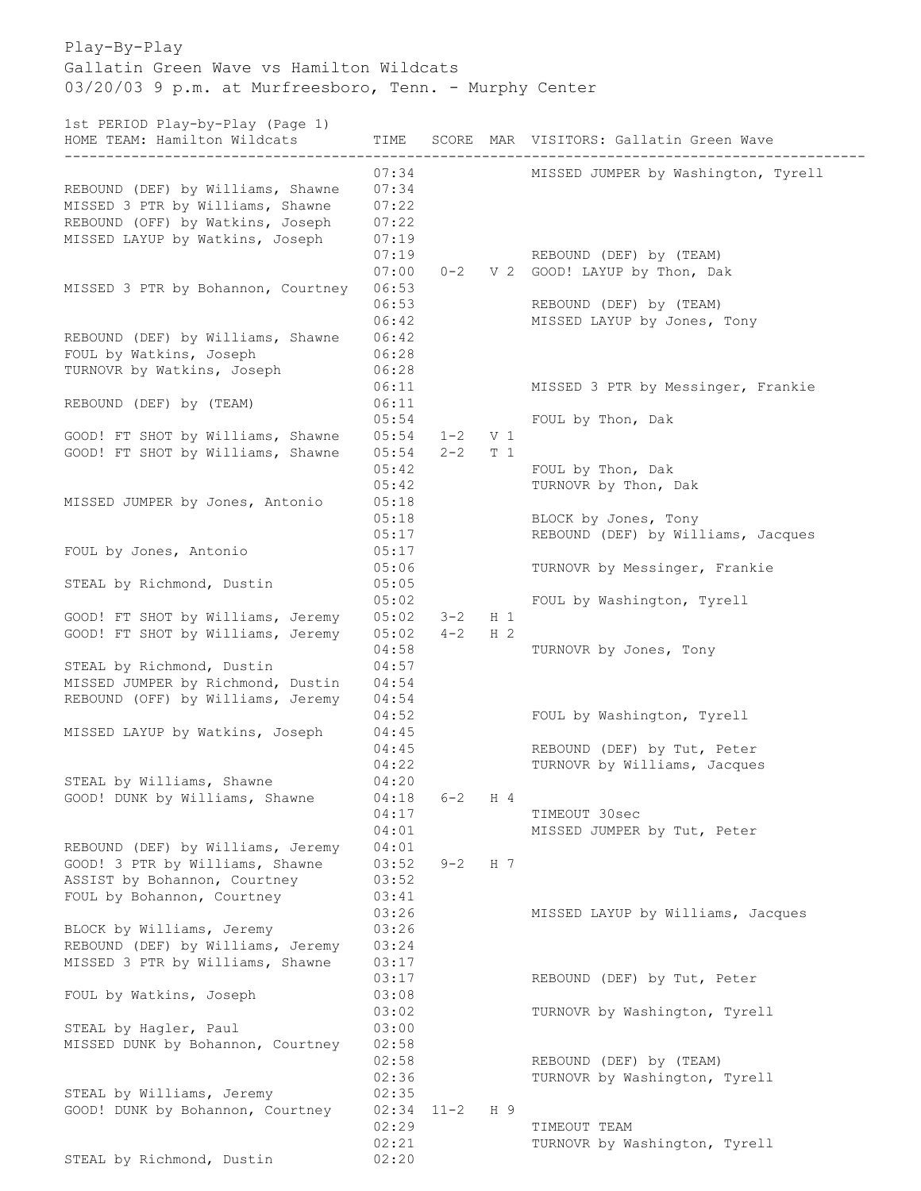Play-By-Play

Gallatin Green Wave vs Hamilton Wildcats

03/20/03 9 p.m. at Murfreesboro, Tenn. - Murphy Center

1st PERIOD Play-by-Play (Page 1)

| HOME TEAM: Hamilton Wildcats | TIME | SCORE | MAR | VISITORS: Gallatin Green Wave |
|---|---|---|---|---|
| | 07:34 | | | MISSED JUMPER by Washington, Tyrell |
| REBOUND (DEF) by Williams, Shawne | 07:34 | | | |
| MISSED 3 PTR by Williams, Shawne | 07:22 | | | |
| REBOUND (OFF) by Watkins, Joseph | 07:22 | | | |
| MISSED LAYUP by Watkins, Joseph | 07:19 | | | |
| | 07:19 | | | REBOUND (DEF) by (TEAM) |
| | 07:00 | 0-2 | V 2 | GOOD! LAYUP by Thon, Dak |
| MISSED 3 PTR by Bohannon, Courtney | 06:53 | | | |
| | 06:53 | | | REBOUND (DEF) by (TEAM) |
| | 06:42 | | | MISSED LAYUP by Jones, Tony |
| REBOUND (DEF) by Williams, Shawne | 06:42 | | | |
| FOUL by Watkins, Joseph | 06:28 | | | |
| TURNOVR by Watkins, Joseph | 06:28 | | | |
| | 06:11 | | | MISSED 3 PTR by Messinger, Frankie |
| REBOUND (DEF) by (TEAM) | 06:11 | | | |
| | 05:54 | | | FOUL by Thon, Dak |
| GOOD! FT SHOT by Williams, Shawne | 05:54 | 1-2 | V 1 | |
| GOOD! FT SHOT by Williams, Shawne | 05:54 | 2-2 | T 1 | |
| | 05:42 | | | FOUL by Thon, Dak |
| | 05:42 | | | TURNOVR by Thon, Dak |
| MISSED JUMPER by Jones, Antonio | 05:18 | | | |
| | 05:18 | | | BLOCK by Jones, Tony |
| | 05:17 | | | REBOUND (DEF) by Williams, Jacques |
| FOUL by Jones, Antonio | 05:17 | | | |
| | 05:06 | | | TURNOVR by Messinger, Frankie |
| STEAL by Richmond, Dustin | 05:05 | | | |
| | 05:02 | | | FOUL by Washington, Tyrell |
| GOOD! FT SHOT by Williams, Jeremy | 05:02 | 3-2 | H 1 | |
| GOOD! FT SHOT by Williams, Jeremy | 05:02 | 4-2 | H 2 | |
| | 04:58 | | | TURNOVR by Jones, Tony |
| STEAL by Richmond, Dustin | 04:57 | | | |
| MISSED JUMPER by Richmond, Dustin | 04:54 | | | |
| REBOUND (OFF) by Williams, Jeremy | 04:54 | | | |
| | 04:52 | | | FOUL by Washington, Tyrell |
| MISSED LAYUP by Watkins, Joseph | 04:45 | | | |
| | 04:45 | | | REBOUND (DEF) by Tut, Peter |
| | 04:22 | | | TURNOVR by Williams, Jacques |
| STEAL by Williams, Shawne | 04:20 | | | |
| GOOD! DUNK by Williams, Shawne | 04:18 | 6-2 | H 4 | |
| | 04:17 | | | TIMEOUT 30sec |
| | 04:01 | | | MISSED JUMPER by Tut, Peter |
| REBOUND (DEF) by Williams, Jeremy | 04:01 | | | |
| GOOD! 3 PTR by Williams, Shawne | 03:52 | 9-2 | H 7 | |
| ASSIST by Bohannon, Courtney | 03:52 | | | |
| FOUL by Bohannon, Courtney | 03:41 | | | |
| | 03:26 | | | MISSED LAYUP by Williams, Jacques |
| BLOCK by Williams, Jeremy | 03:26 | | | |
| REBOUND (DEF) by Williams, Jeremy | 03:24 | | | |
| MISSED 3 PTR by Williams, Shawne | 03:17 | | | |
| | 03:17 | | | REBOUND (DEF) by Tut, Peter |
| FOUL by Watkins, Joseph | 03:08 | | | |
| | 03:02 | | | TURNOVR by Washington, Tyrell |
| STEAL by Hagler, Paul | 03:00 | | | |
| MISSED DUNK by Bohannon, Courtney | 02:58 | | | |
| | 02:58 | | | REBOUND (DEF) by (TEAM) |
| | 02:36 | | | TURNOVR by Washington, Tyrell |
| STEAL by Williams, Jeremy | 02:35 | | | |
| GOOD! DUNK by Bohannon, Courtney | 02:34 | 11-2 | H 9 | |
| | 02:29 | | | TIMEOUT TEAM |
| | 02:21 | | | TURNOVR by Washington, Tyrell |
| STEAL by Richmond, Dustin | 02:20 | | | |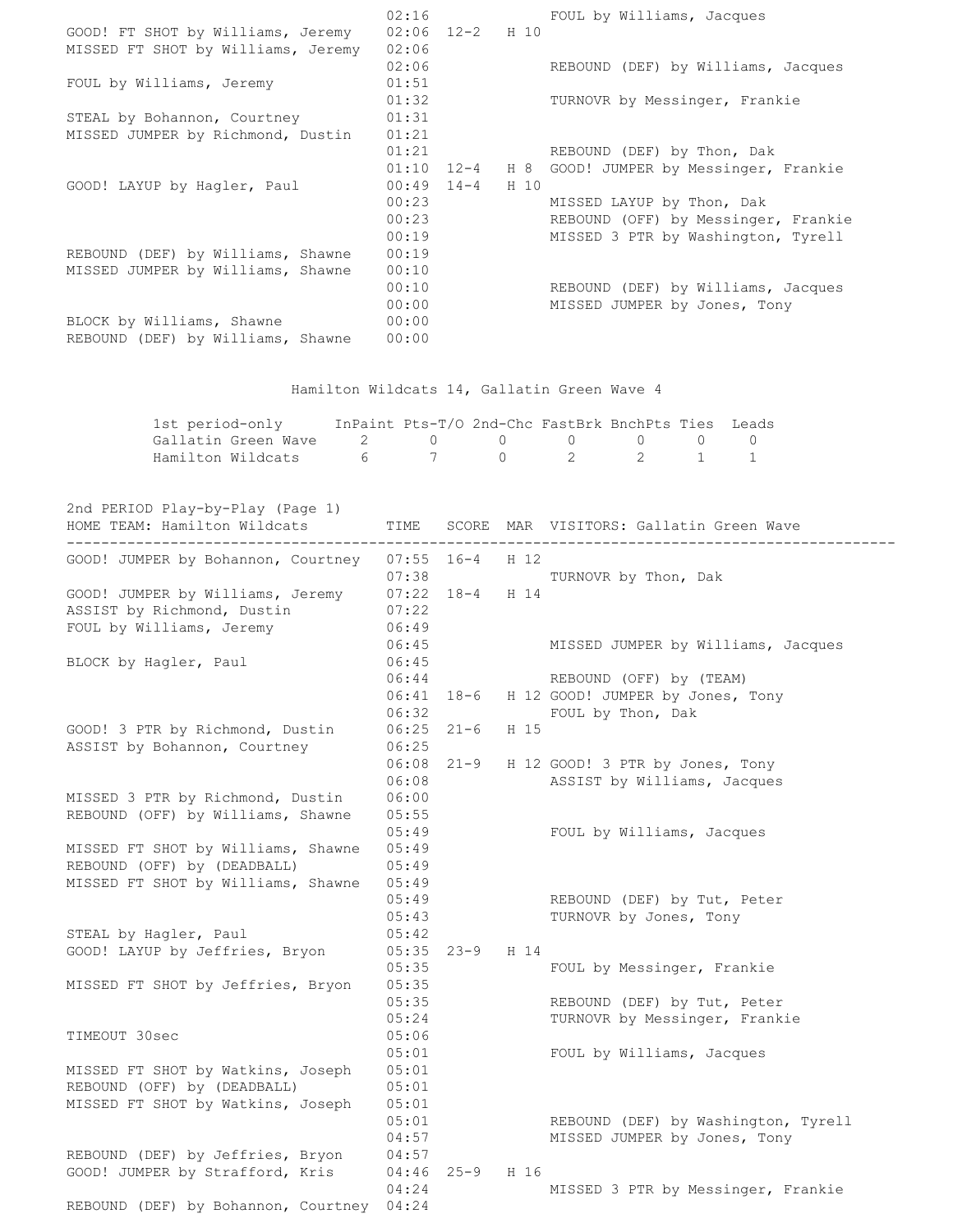| HOME TEAM: Hamilton Wildcats | TIME | SCORE | MAR | VISITORS: Gallatin Green Wave |
|---|---|---|---|---|
| | 02:16 | | | FOUL by Williams, Jacques |
| GOOD! FT SHOT by Williams, Jeremy | 02:06 | 12-2 | H 10 | |
| MISSED FT SHOT by Williams, Jeremy | 02:06 | | | |
| | 02:06 | | | REBOUND (DEF) by Williams, Jacques |
| FOUL by Williams, Jeremy | 01:51 | | | |
| | 01:32 | | | TURNOVR by Messinger, Frankie |
| STEAL by Bohannon, Courtney | 01:31 | | | |
| MISSED JUMPER by Richmond, Dustin | 01:21 | | | |
| | 01:21 | | | REBOUND (DEF) by Thon, Dak |
| | 01:10 | 12-4 | H 8 | GOOD! JUMPER by Messinger, Frankie |
| GOOD! LAYUP by Hagler, Paul | 00:49 | 14-4 | H 10 | |
| | 00:23 | | | MISSED LAYUP by Thon, Dak |
| | 00:23 | | | REBOUND (OFF) by Messinger, Frankie |
| | 00:19 | | | MISSED 3 PTR by Washington, Tyrell |
| REBOUND (DEF) by Williams, Shawne | 00:19 | | | |
| MISSED JUMPER by Williams, Shawne | 00:10 | | | |
| | 00:10 | | | REBOUND (DEF) by Williams, Jacques |
| | 00:00 | | | MISSED JUMPER by Jones, Tony |
| BLOCK by Williams, Shawne | 00:00 | | | |
| REBOUND (DEF) by Williams, Shawne | 00:00 | | | |

Hamilton Wildcats 14, Gallatin Green Wave 4

| 1st period-only | InPaint | Pts-T/O | 2nd-Chc | FastBrk | BnchPts | Ties | Leads |
|---|---|---|---|---|---|---|---|
| Gallatin Green Wave | 2 | 0 | 0 | 0 | 0 | 0 | 0 |
| Hamilton Wildcats | 6 | 7 | 0 | 2 | 2 | 1 | 1 |

## 2nd PERIOD Play-by-Play (Page 1)

| HOME TEAM: Hamilton Wildcats | TIME | SCORE | MAR | VISITORS: Gallatin Green Wave |
|---|---|---|---|---|
| GOOD! JUMPER by Bohannon, Courtney | 07:55 | 16-4 | H 12 | |
| | 07:38 | | | TURNOVR by Thon, Dak |
| GOOD! JUMPER by Williams, Jeremy | 07:22 | 18-4 | H 14 | |
| ASSIST by Richmond, Dustin | 07:22 | | | |
| FOUL by Williams, Jeremy | 06:49 | | | |
| | 06:45 | | | MISSED JUMPER by Williams, Jacques |
| BLOCK by Hagler, Paul | 06:45 | | | |
| | 06:44 | | | REBOUND (OFF) by (TEAM) |
| | 06:41 | 18-6 | H 12 | GOOD! JUMPER by Jones, Tony |
| | 06:32 | | | FOUL by Thon, Dak |
| GOOD! 3 PTR by Richmond, Dustin | 06:25 | 21-6 | H 15 | |
| ASSIST by Bohannon, Courtney | 06:25 | | | |
| | 06:08 | 21-9 | H 12 | GOOD! 3 PTR by Jones, Tony |
| | 06:08 | | | ASSIST by Williams, Jacques |
| MISSED 3 PTR by Richmond, Dustin | 06:00 | | | |
| REBOUND (OFF) by Williams, Shawne | 05:55 | | | |
| | 05:49 | | | FOUL by Williams, Jacques |
| MISSED FT SHOT by Williams, Shawne | 05:49 | | | |
| REBOUND (OFF) by (DEADBALL) | 05:49 | | | |
| MISSED FT SHOT by Williams, Shawne | 05:49 | | | |
| | 05:49 | | | REBOUND (DEF) by Tut, Peter |
| | 05:43 | | | TURNOVR by Jones, Tony |
| STEAL by Hagler, Paul | 05:42 | | | |
| GOOD! LAYUP by Jeffries, Bryon | 05:35 | 23-9 | H 14 | |
| | 05:35 | | | FOUL by Messinger, Frankie |
| MISSED FT SHOT by Jeffries, Bryon | 05:35 | | | |
| | 05:35 | | | REBOUND (DEF) by Tut, Peter |
| | 05:24 | | | TURNOVR by Messinger, Frankie |
| TIMEOUT 30sec | 05:06 | | | |
| | 05:01 | | | FOUL by Williams, Jacques |
| MISSED FT SHOT by Watkins, Joseph | 05:01 | | | |
| REBOUND (OFF) by (DEADBALL) | 05:01 | | | |
| MISSED FT SHOT by Watkins, Joseph | 05:01 | | | |
| | 05:01 | | | REBOUND (DEF) by Washington, Tyrell |
| | 04:57 | | | MISSED JUMPER by Jones, Tony |
| REBOUND (DEF) by Jeffries, Bryon | 04:57 | | | |
| GOOD! JUMPER by Strafford, Kris | 04:46 | 25-9 | H 16 | |
| | 04:24 | | | MISSED 3 PTR by Messinger, Frankie |
| REBOUND (DEF) by Bohannon, Courtney | 04:24 | | | |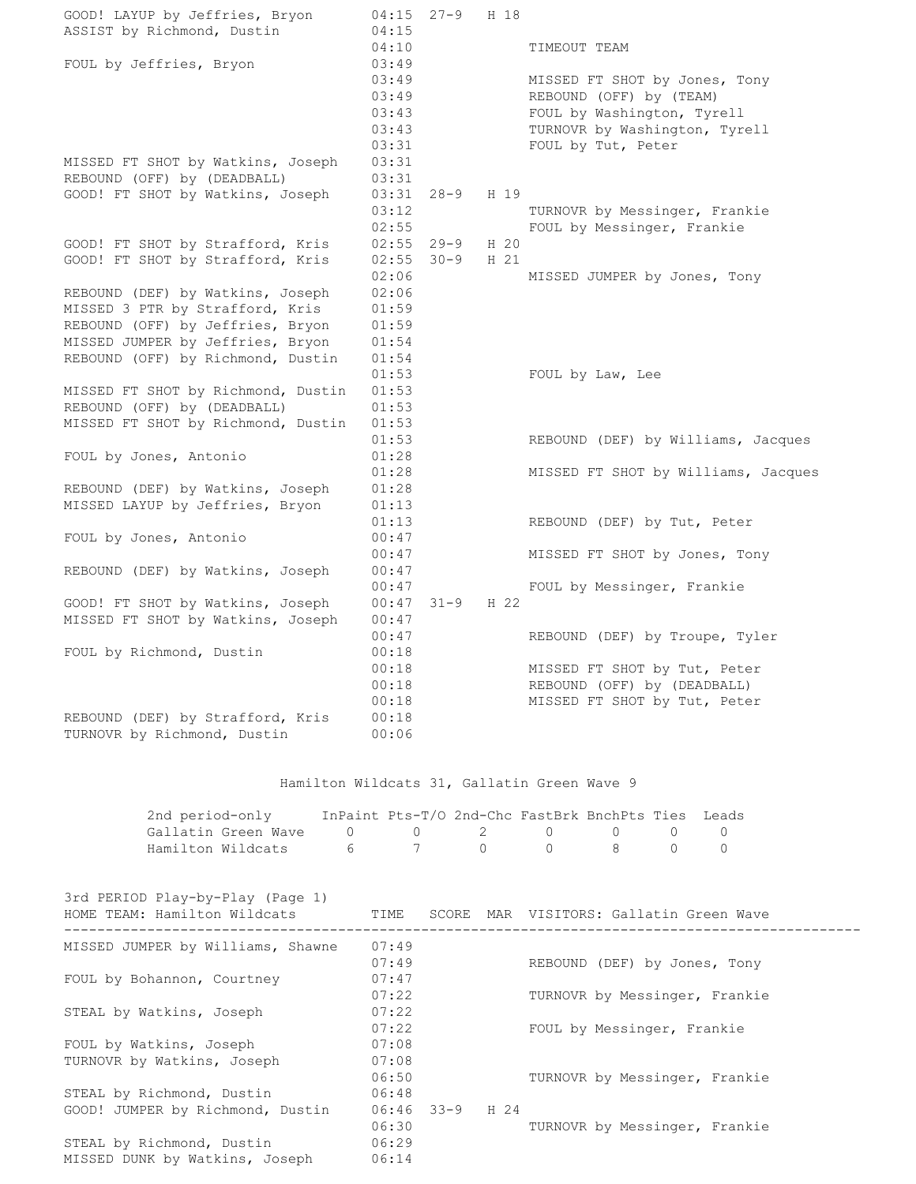| HOME TEAM: Hamilton Wildcats | TIME | SCORE | MAR | VISITORS: Gallatin Green Wave |
|---|---|---|---|---|
| GOOD! LAYUP by Jeffries, Bryon | 04:15 | 27-9 | H 18 | |
| ASSIST by Richmond, Dustin | 04:15 | | | |
| | 04:10 | | | TIMEOUT TEAM |
| FOUL by Jeffries, Bryon | 03:49 | | | |
| | 03:49 | | | MISSED FT SHOT by Jones, Tony |
| | 03:49 | | | REBOUND (OFF) by (TEAM) |
| | 03:43 | | | FOUL by Washington, Tyrell |
| | 03:43 | | | TURNOVR by Washington, Tyrell |
| | 03:31 | | | FOUL by Tut, Peter |
| MISSED FT SHOT by Watkins, Joseph | 03:31 | | | |
| REBOUND (OFF) by (DEADBALL) | 03:31 | | | |
| GOOD! FT SHOT by Watkins, Joseph | 03:31 | 28-9 | H 19 | |
| | 03:12 | | | TURNOVR by Messinger, Frankie |
| | 02:55 | | | FOUL by Messinger, Frankie |
| GOOD! FT SHOT by Strafford, Kris | 02:55 | 29-9 | H 20 | |
| GOOD! FT SHOT by Strafford, Kris | 02:55 | 30-9 | H 21 | |
| | 02:06 | | | MISSED JUMPER by Jones, Tony |
| REBOUND (DEF) by Watkins, Joseph | 02:06 | | | |
| MISSED 3 PTR by Strafford, Kris | 01:59 | | | |
| REBOUND (OFF) by Jeffries, Bryon | 01:59 | | | |
| MISSED JUMPER by Jeffries, Bryon | 01:54 | | | |
| REBOUND (OFF) by Richmond, Dustin | 01:54 | | | |
| | 01:53 | | | FOUL by Law, Lee |
| MISSED FT SHOT by Richmond, Dustin | 01:53 | | | |
| REBOUND (OFF) by (DEADBALL) | 01:53 | | | |
| MISSED FT SHOT by Richmond, Dustin | 01:53 | | | |
| | 01:53 | | | REBOUND (DEF) by Williams, Jacques |
| FOUL by Jones, Antonio | 01:28 | | | |
| | 01:28 | | | MISSED FT SHOT by Williams, Jacques |
| REBOUND (DEF) by Watkins, Joseph | 01:28 | | | |
| MISSED LAYUP by Jeffries, Bryon | 01:13 | | | |
| | 01:13 | | | REBOUND (DEF) by Tut, Peter |
| FOUL by Jones, Antonio | 00:47 | | | |
| | 00:47 | | | MISSED FT SHOT by Jones, Tony |
| REBOUND (DEF) by Watkins, Joseph | 00:47 | | | |
| | 00:47 | | | FOUL by Messinger, Frankie |
| GOOD! FT SHOT by Watkins, Joseph | 00:47 | 31-9 | H 22 | |
| MISSED FT SHOT by Watkins, Joseph | 00:47 | | | |
| | 00:47 | | | REBOUND (DEF) by Troupe, Tyler |
| FOUL by Richmond, Dustin | 00:18 | | | |
| | 00:18 | | | MISSED FT SHOT by Tut, Peter |
| | 00:18 | | | REBOUND (OFF) by (DEADBALL) |
| | 00:18 | | | MISSED FT SHOT by Tut, Peter |
| REBOUND (DEF) by Strafford, Kris | 00:18 | | | |
| TURNOVR by Richmond, Dustin | 00:06 | | | |

Hamilton Wildcats 31, Gallatin Green Wave 9

| 2nd period-only | InPaint | Pts-T/O | 2nd-Chc | FastBrk | BnchPts | Ties | Leads |
|---|---|---|---|---|---|---|---|
| Gallatin Green Wave | 0 | 0 | 2 | 0 | 0 | 0 | 0 |
| Hamilton Wildcats | 6 | 7 | 0 | 0 | 8 | 0 | 0 |

## 3rd PERIOD Play-by-Play (Page 1)

| HOME TEAM: Hamilton Wildcats | TIME | SCORE | MAR | VISITORS: Gallatin Green Wave |
|---|---|---|---|---|
| MISSED JUMPER by Williams, Shawne | 07:49 | | | |
| | 07:49 | | | REBOUND (DEF) by Jones, Tony |
| FOUL by Bohannon, Courtney | 07:47 | | | |
| | 07:22 | | | TURNOVR by Messinger, Frankie |
| STEAL by Watkins, Joseph | 07:22 | | | |
| | 07:22 | | | FOUL by Messinger, Frankie |
| FOUL by Watkins, Joseph | 07:08 | | | |
| TURNOVR by Watkins, Joseph | 07:08 | | | |
| | 06:50 | | | TURNOVR by Messinger, Frankie |
| STEAL by Richmond, Dustin | 06:48 | | | |
| GOOD! JUMPER by Richmond, Dustin | 06:46 | 33-9 | H 24 | |
| | 06:30 | | | TURNOVR by Messinger, Frankie |
| STEAL by Richmond, Dustin | 06:29 | | | |
| MISSED DUNK by Watkins, Joseph | 06:14 | | | |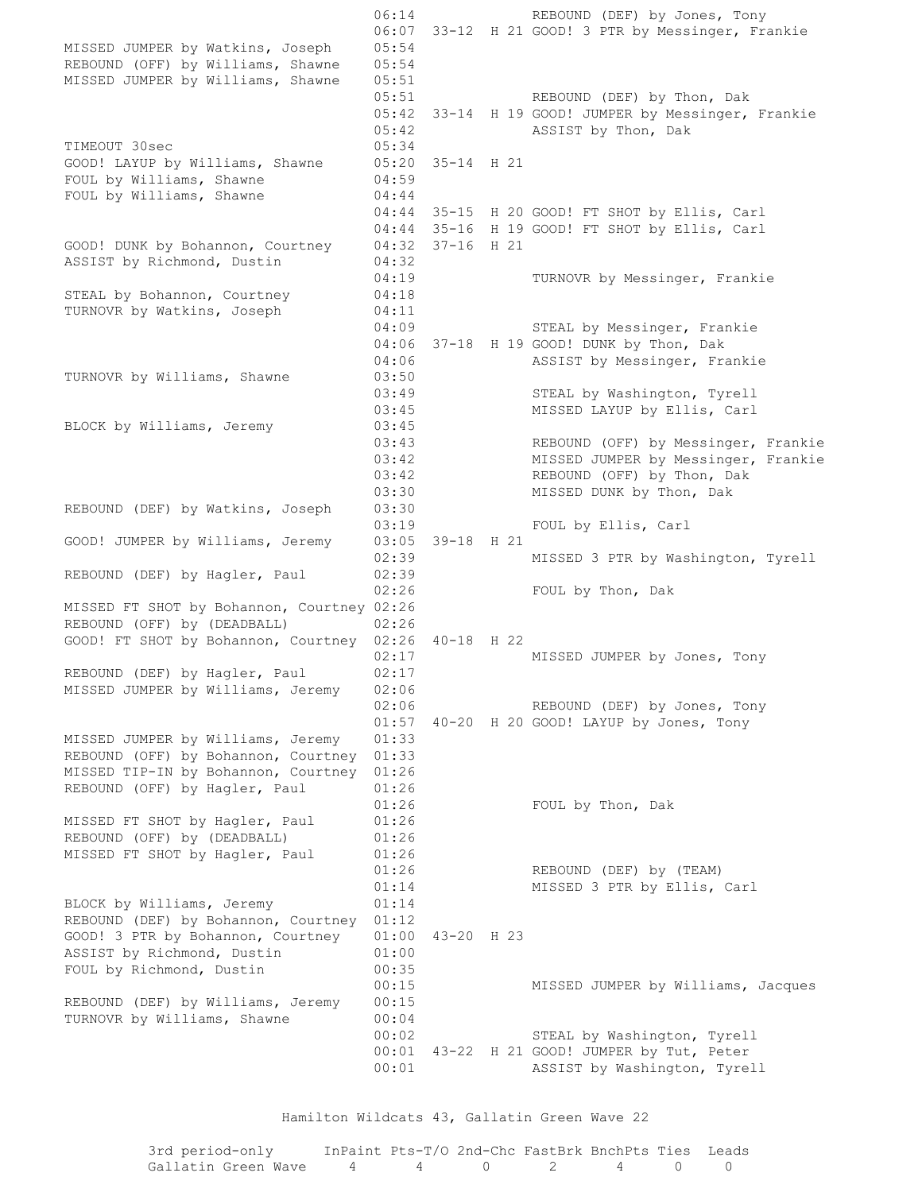| Hamilton | Time | Score | Margin | Gallatin |
|---|---|---|---|---|
| | 06:14 | | | REBOUND (DEF) by Jones, Tony |
| | 06:07 | 33-12 | H 21 | GOOD! 3 PTR by Messinger, Frankie |
| MISSED JUMPER by Watkins, Joseph | 05:54 | | | |
| REBOUND (OFF) by Williams, Shawne | 05:54 | | | |
| MISSED JUMPER by Williams, Shawne | 05:51 | | | |
| | 05:51 | | | REBOUND (DEF) by Thon, Dak |
| | 05:42 | 33-14 | H 19 | GOOD! JUMPER by Messinger, Frankie |
| | 05:42 | | | ASSIST by Thon, Dak |
| TIMEOUT 30sec | 05:34 | | | |
| GOOD! LAYUP by Williams, Shawne | 05:20 | 35-14 | H 21 | |
| FOUL by Williams, Shawne | 04:59 | | | |
| FOUL by Williams, Shawne | 04:44 | | | |
| | 04:44 | 35-15 | H 20 | GOOD! FT SHOT by Ellis, Carl |
| | 04:44 | 35-16 | H 19 | GOOD! FT SHOT by Ellis, Carl |
| GOOD! DUNK by Bohannon, Courtney | 04:32 | 37-16 | H 21 | |
| ASSIST by Richmond, Dustin | 04:32 | | | |
| | 04:19 | | | TURNOVR by Messinger, Frankie |
| STEAL by Bohannon, Courtney | 04:18 | | | |
| TURNOVR by Watkins, Joseph | 04:11 | | | |
| | 04:09 | | | STEAL by Messinger, Frankie |
| | 04:06 | 37-18 | H 19 | GOOD! DUNK by Thon, Dak |
| | 04:06 | | | ASSIST by Messinger, Frankie |
| TURNOVR by Williams, Shawne | 03:50 | | | |
| | 03:49 | | | STEAL by Washington, Tyrell |
| | 03:45 | | | MISSED LAYUP by Ellis, Carl |
| BLOCK by Williams, Jeremy | 03:45 | | | |
| | 03:43 | | | REBOUND (OFF) by Messinger, Frankie |
| | 03:42 | | | MISSED JUMPER by Messinger, Frankie |
| | 03:42 | | | REBOUND (OFF) by Thon, Dak |
| | 03:30 | | | MISSED DUNK by Thon, Dak |
| REBOUND (DEF) by Watkins, Joseph | 03:30 | | | |
| | 03:19 | | | FOUL by Ellis, Carl |
| GOOD! JUMPER by Williams, Jeremy | 03:05 | 39-18 | H 21 | |
| | 02:39 | | | MISSED 3 PTR by Washington, Tyrell |
| REBOUND (DEF) by Hagler, Paul | 02:39 | | | |
| | 02:26 | | | FOUL by Thon, Dak |
| MISSED FT SHOT by Bohannon, Courtney | 02:26 | | | |
| REBOUND (OFF) by (DEADBALL) | 02:26 | | | |
| GOOD! FT SHOT by Bohannon, Courtney | 02:26 | 40-18 | H 22 | |
| | 02:17 | | | MISSED JUMPER by Jones, Tony |
| REBOUND (DEF) by Hagler, Paul | 02:17 | | | |
| MISSED JUMPER by Williams, Jeremy | 02:06 | | | |
| | 02:06 | | | REBOUND (DEF) by Jones, Tony |
| | 01:57 | 40-20 | H 20 | GOOD! LAYUP by Jones, Tony |
| MISSED JUMPER by Williams, Jeremy | 01:33 | | | |
| REBOUND (OFF) by Bohannon, Courtney | 01:33 | | | |
| MISSED TIP-IN by Bohannon, Courtney | 01:26 | | | |
| REBOUND (OFF) by Hagler, Paul | 01:26 | | | |
| | 01:26 | | | FOUL by Thon, Dak |
| MISSED FT SHOT by Hagler, Paul | 01:26 | | | |
| REBOUND (OFF) by (DEADBALL) | 01:26 | | | |
| MISSED FT SHOT by Hagler, Paul | 01:26 | | | |
| | 01:26 | | | REBOUND (DEF) by (TEAM) |
| | 01:14 | | | MISSED 3 PTR by Ellis, Carl |
| BLOCK by Williams, Jeremy | 01:14 | | | |
| REBOUND (DEF) by Bohannon, Courtney | 01:12 | | | |
| GOOD! 3 PTR by Bohannon, Courtney | 01:00 | 43-20 | H 23 | |
| ASSIST by Richmond, Dustin | 01:00 | | | |
| FOUL by Richmond, Dustin | 00:35 | | | |
| | 00:15 | | | MISSED JUMPER by Williams, Jacques |
| REBOUND (DEF) by Williams, Jeremy | 00:15 | | | |
| TURNOVR by Williams, Shawne | 00:04 | | | |
| | 00:02 | | | STEAL by Washington, Tyrell |
| | 00:01 | 43-22 | H 21 | GOOD! JUMPER by Tut, Peter |
| | 00:01 | | | ASSIST by Washington, Tyrell |

Hamilton Wildcats 43, Gallatin Green Wave 22

| 3rd period-only | InPaint | Pts-T/O | 2nd-Chc | FastBrk | BnchPts | Ties | Leads |
|---|---|---|---|---|---|---|---|
| Gallatin Green Wave | 4 | 4 | 0 | 2 | 4 | 0 | 0 |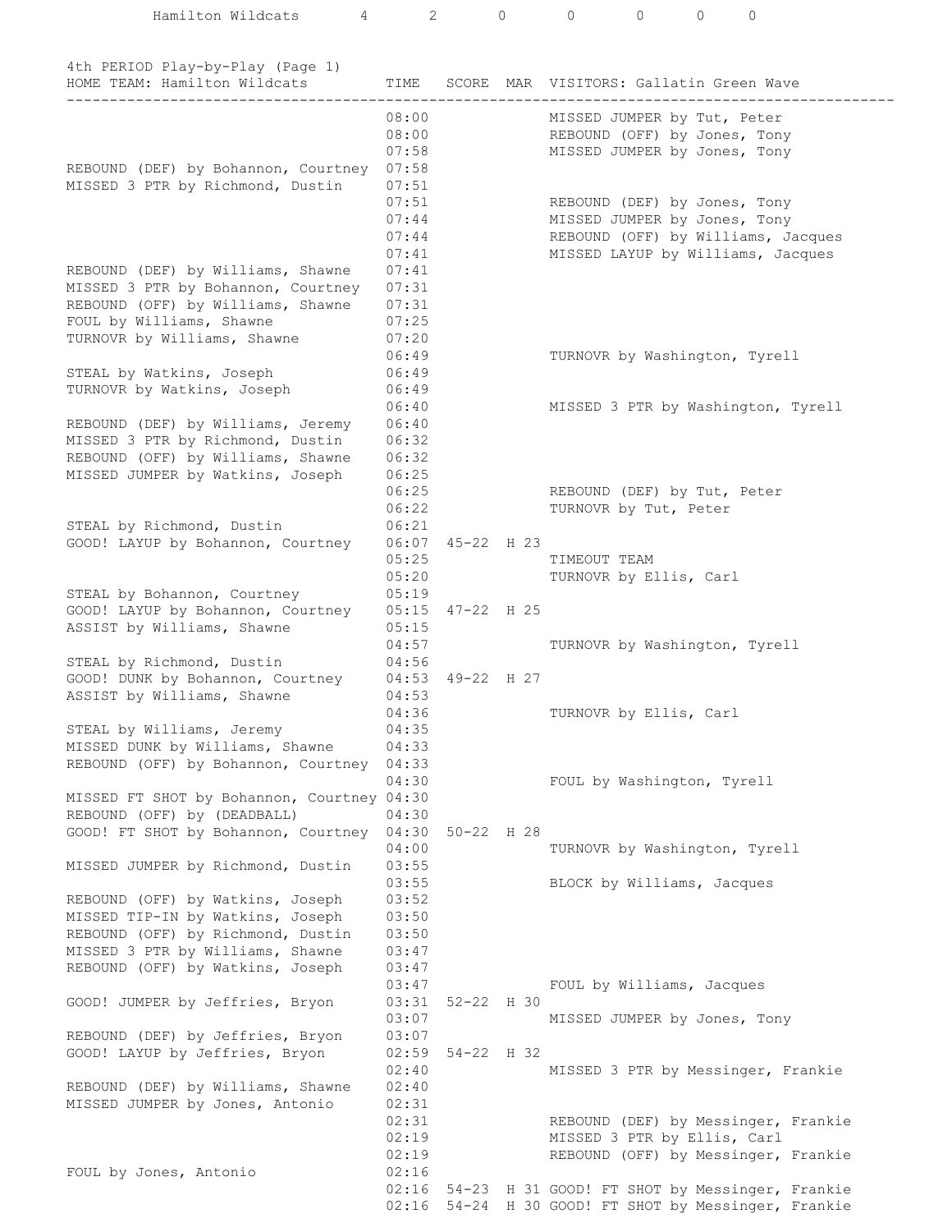| Hamilton Wildcats | 4 | 2 | 0 | 0 | 0 | 0 | 0 |
|---|---|---|---|---|---|---|---|

4th PERIOD Play-by-Play (Page 1)

| HOME TEAM: Hamilton Wildcats | TIME | SCORE | MAR | VISITORS: Gallatin Green Wave |
|---|---|---|---|---|
| | 08:00 | | | MISSED JUMPER by Tut, Peter |
| | 08:00 | | | REBOUND (OFF) by Jones, Tony |
| | 07:58 | | | MISSED JUMPER by Jones, Tony |
| REBOUND (DEF) by Bohannon, Courtney | 07:58 | | | |
| MISSED 3 PTR by Richmond, Dustin | 07:51 | | | |
| | 07:51 | | | REBOUND (DEF) by Jones, Tony |
| | 07:44 | | | MISSED JUMPER by Jones, Tony |
| | 07:44 | | | REBOUND (OFF) by Williams, Jacques |
| | 07:41 | | | MISSED LAYUP by Williams, Jacques |
| REBOUND (DEF) by Williams, Shawne | 07:41 | | | |
| MISSED 3 PTR by Bohannon, Courtney | 07:31 | | | |
| REBOUND (OFF) by Williams, Shawne | 07:31 | | | |
| FOUL by Williams, Shawne | 07:25 | | | |
| TURNOVR by Williams, Shawne | 07:20 | | | |
| | 06:49 | | | TURNOVR by Washington, Tyrell |
| STEAL by Watkins, Joseph | 06:49 | | | |
| TURNOVR by Watkins, Joseph | 06:49 | | | |
| | 06:40 | | | MISSED 3 PTR by Washington, Tyrell |
| REBOUND (DEF) by Williams, Jeremy | 06:40 | | | |
| MISSED 3 PTR by Richmond, Dustin | 06:32 | | | |
| REBOUND (OFF) by Williams, Shawne | 06:32 | | | |
| MISSED JUMPER by Watkins, Joseph | 06:25 | | | |
| | 06:25 | | | REBOUND (DEF) by Tut, Peter |
| | 06:22 | | | TURNOVR by Tut, Peter |
| STEAL by Richmond, Dustin | 06:21 | | | |
| GOOD! LAYUP by Bohannon, Courtney | 06:07 | 45-22 | H 23 | |
| | 05:25 | | | TIMEOUT TEAM |
| | 05:20 | | | TURNOVR by Ellis, Carl |
| STEAL by Bohannon, Courtney | 05:19 | | | |
| GOOD! LAYUP by Bohannon, Courtney | 05:15 | 47-22 | H 25 | |
| ASSIST by Williams, Shawne | 05:15 | | | |
| | 04:57 | | | TURNOVR by Washington, Tyrell |
| STEAL by Richmond, Dustin | 04:56 | | | |
| GOOD! DUNK by Bohannon, Courtney | 04:53 | 49-22 | H 27 | |
| ASSIST by Williams, Shawne | 04:53 | | | |
| | 04:36 | | | TURNOVR by Ellis, Carl |
| STEAL by Williams, Jeremy | 04:35 | | | |
| MISSED DUNK by Williams, Shawne | 04:33 | | | |
| REBOUND (OFF) by Bohannon, Courtney | 04:33 | | | |
| | 04:30 | | | FOUL by Washington, Tyrell |
| MISSED FT SHOT by Bohannon, Courtney | 04:30 | | | |
| REBOUND (OFF) by (DEADBALL) | 04:30 | | | |
| GOOD! FT SHOT by Bohannon, Courtney | 04:30 | 50-22 | H 28 | |
| | 04:00 | | | TURNOVR by Washington, Tyrell |
| MISSED JUMPER by Richmond, Dustin | 03:55 | | | |
| | 03:55 | | | BLOCK by Williams, Jacques |
| REBOUND (OFF) by Watkins, Joseph | 03:52 | | | |
| MISSED TIP-IN by Watkins, Joseph | 03:50 | | | |
| REBOUND (OFF) by Richmond, Dustin | 03:50 | | | |
| MISSED 3 PTR by Williams, Shawne | 03:47 | | | |
| REBOUND (OFF) by Watkins, Joseph | 03:47 | | | |
| | 03:47 | | | FOUL by Williams, Jacques |
| GOOD! JUMPER by Jeffries, Bryon | 03:31 | 52-22 | H 30 | |
| | 03:07 | | | MISSED JUMPER by Jones, Tony |
| REBOUND (DEF) by Jeffries, Bryon | 03:07 | | | |
| GOOD! LAYUP by Jeffries, Bryon | 02:59 | 54-22 | H 32 | |
| | 02:40 | | | MISSED 3 PTR by Messinger, Frankie |
| REBOUND (DEF) by Williams, Shawne | 02:40 | | | |
| MISSED JUMPER by Jones, Antonio | 02:31 | | | |
| | 02:31 | | | REBOUND (DEF) by Messinger, Frankie |
| | 02:19 | | | MISSED 3 PTR by Ellis, Carl |
| | 02:19 | | | REBOUND (OFF) by Messinger, Frankie |
| FOUL by Jones, Antonio | 02:16 | | | |
| | 02:16 | 54-23 | H 31 | GOOD! FT SHOT by Messinger, Frankie |
| | 02:16 | 54-24 | H 30 | GOOD! FT SHOT by Messinger, Frankie |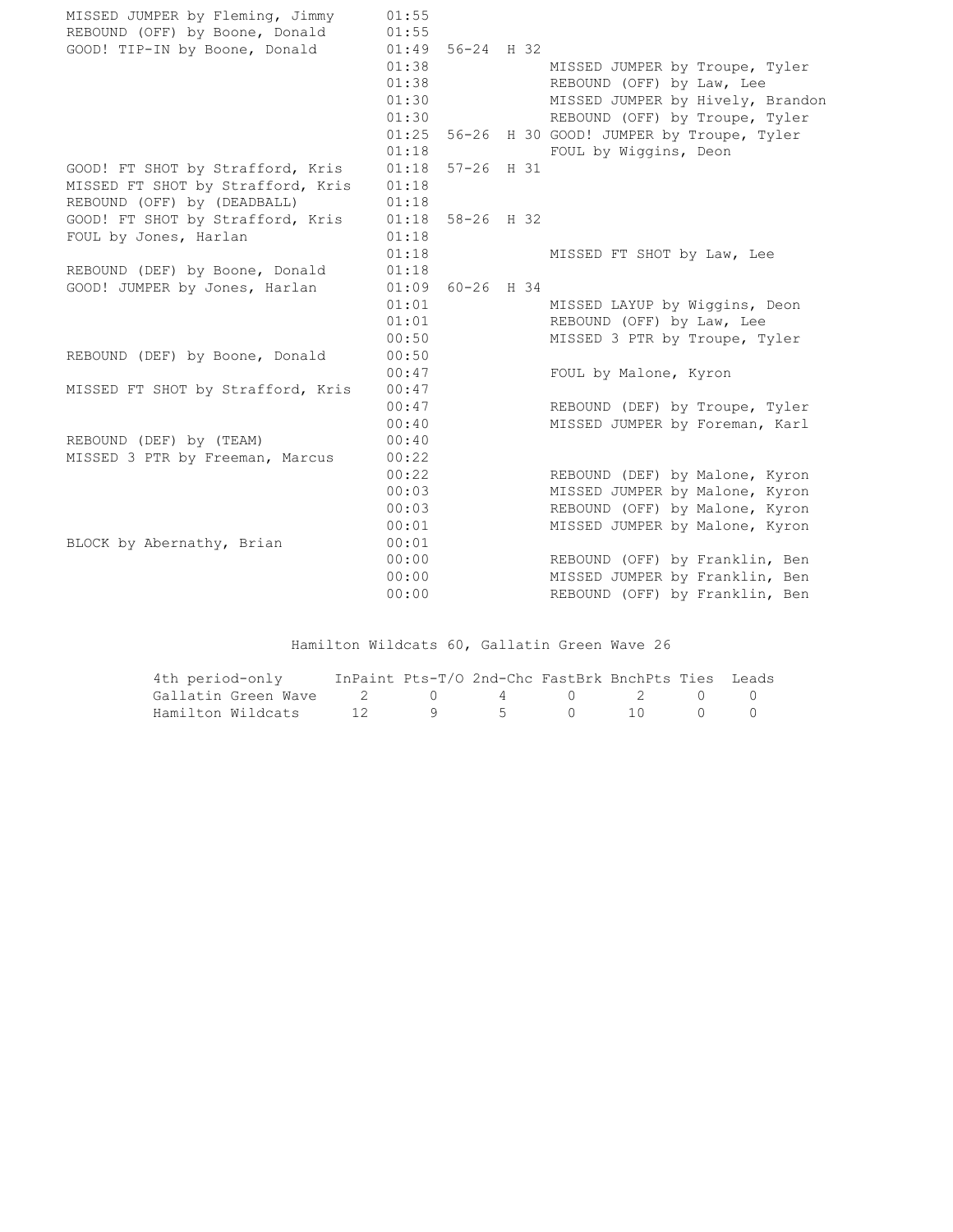| Hamilton Wildcats | Time | Score | Margin | Gallatin Green Wave |
|---|---|---|---|---|
| MISSED JUMPER by Fleming, Jimmy | 01:55 | | | |
| REBOUND (OFF) by Boone, Donald | 01:55 | | | |
| GOOD! TIP-IN by Boone, Donald | 01:49 | 56-24 | H 32 | |
| | 01:38 | | | MISSED JUMPER by Troupe, Tyler |
| | 01:38 | | | REBOUND (OFF) by Law, Lee |
| | 01:30 | | | MISSED JUMPER by Hively, Brandon |
| | 01:30 | | | REBOUND (OFF) by Troupe, Tyler |
| | 01:25 | 56-26 | H 30 | GOOD! JUMPER by Troupe, Tyler |
| | 01:18 | | | FOUL by Wiggins, Deon |
| GOOD! FT SHOT by Strafford, Kris | 01:18 | 57-26 | H 31 | |
| MISSED FT SHOT by Strafford, Kris | 01:18 | | | |
| REBOUND (OFF) by (DEADBALL) | 01:18 | | | |
| GOOD! FT SHOT by Strafford, Kris | 01:18 | 58-26 | H 32 | |
| FOUL by Jones, Harlan | 01:18 | | | |
| | 01:18 | | | MISSED FT SHOT by Law, Lee |
| REBOUND (DEF) by Boone, Donald | 01:18 | | | |
| GOOD! JUMPER by Jones, Harlan | 01:09 | 60-26 | H 34 | |
| | 01:01 | | | MISSED LAYUP by Wiggins, Deon |
| | 01:01 | | | REBOUND (OFF) by Law, Lee |
| | 00:50 | | | MISSED 3 PTR by Troupe, Tyler |
| REBOUND (DEF) by Boone, Donald | 00:50 | | | |
| | 00:47 | | | FOUL by Malone, Kyron |
| MISSED FT SHOT by Strafford, Kris | 00:47 | | | |
| | 00:47 | | | REBOUND (DEF) by Troupe, Tyler |
| | 00:40 | | | MISSED JUMPER by Foreman, Karl |
| REBOUND (DEF) by (TEAM) | 00:40 | | | |
| MISSED 3 PTR by Freeman, Marcus | 00:22 | | | |
| | 00:22 | | | REBOUND (DEF) by Malone, Kyron |
| | 00:03 | | | MISSED JUMPER by Malone, Kyron |
| | 00:03 | | | REBOUND (OFF) by Malone, Kyron |
| | 00:01 | | | MISSED JUMPER by Malone, Kyron |
| BLOCK by Abernathy, Brian | 00:01 | | | |
| | 00:00 | | | REBOUND (OFF) by Franklin, Ben |
| | 00:00 | | | MISSED JUMPER by Franklin, Ben |
| | 00:00 | | | REBOUND (OFF) by Franklin, Ben |

Hamilton Wildcats 60, Gallatin Green Wave 26

| 4th period-only | InPaint | Pts-T/O | 2nd-Chc | FastBrk | BnchPts | Ties | Leads |
|---|---|---|---|---|---|---|---|
| Gallatin Green Wave | 2 | 0 | 4 | 0 | 2 | 0 | 0 |
| Hamilton Wildcats | 12 | 9 | 5 | 0 | 10 | 0 | 0 |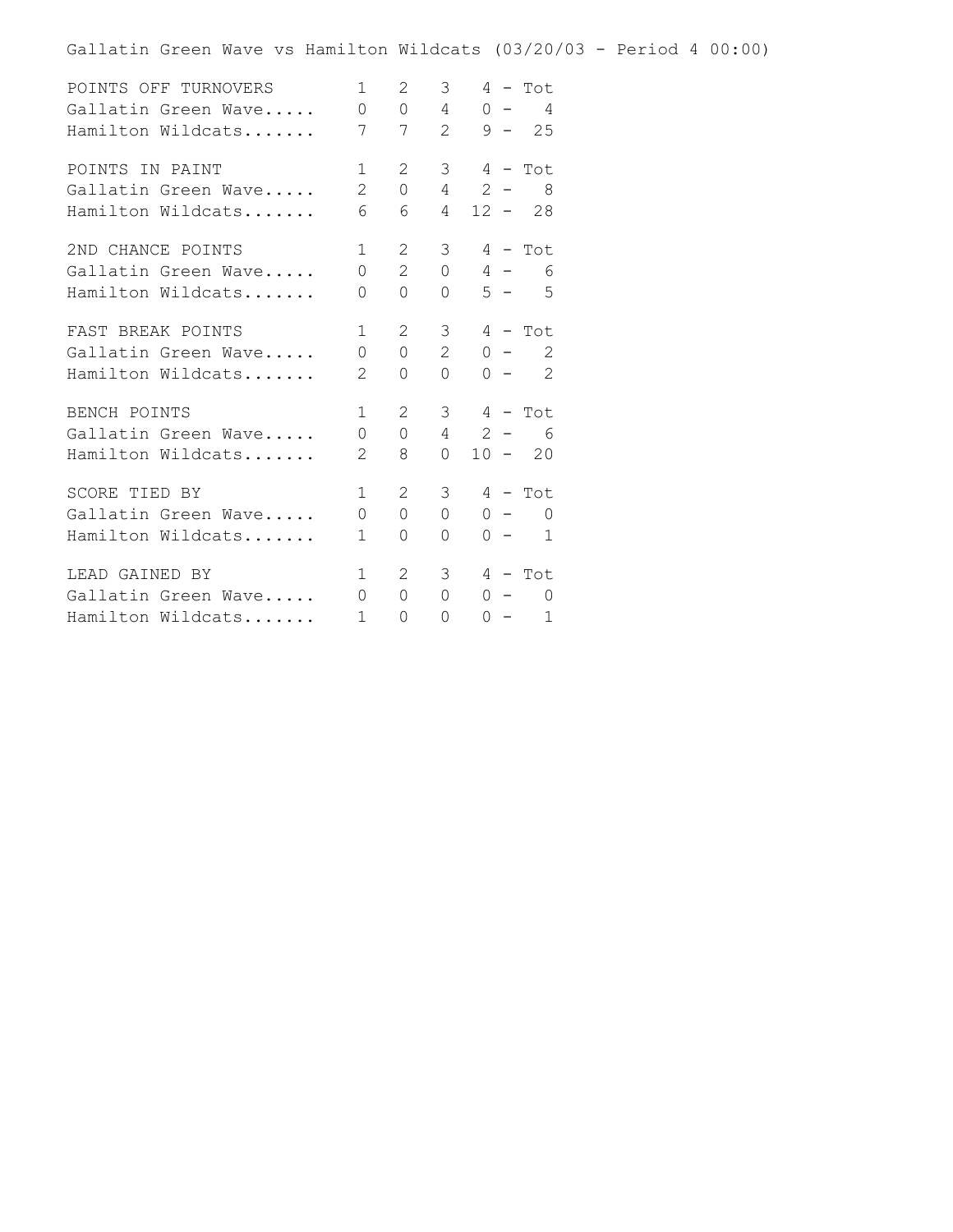Gallatin Green Wave vs Hamilton Wildcats (03/20/03 - Period 4 00:00)

| POINTS OFF TURNOVERS | 1 | 2 | 3 | 4 | Tot |
|---|---|---|---|---|---|
| Gallatin Green Wave..... | 0 | 0 | 4 | 0 | 4 |
| Hamilton Wildcats....... | 7 | 7 | 2 | 9 | 25 |

| POINTS IN PAINT | 1 | 2 | 3 | 4 | Tot |
|---|---|---|---|---|---|
| Gallatin Green Wave..... | 2 | 0 | 4 | 2 | 8 |
| Hamilton Wildcats....... | 6 | 6 | 4 | 12 | 28 |

| 2ND CHANCE POINTS | 1 | 2 | 3 | 4 | Tot |
|---|---|---|---|---|---|
| Gallatin Green Wave..... | 0 | 2 | 0 | 4 | 6 |
| Hamilton Wildcats....... | 0 | 0 | 0 | 5 | 5 |

| FAST BREAK POINTS | 1 | 2 | 3 | 4 | Tot |
|---|---|---|---|---|---|
| Gallatin Green Wave..... | 0 | 0 | 2 | 0 | 2 |
| Hamilton Wildcats....... | 2 | 0 | 0 | 0 | 2 |

| BENCH POINTS | 1 | 2 | 3 | 4 | Tot |
|---|---|---|---|---|---|
| Gallatin Green Wave..... | 0 | 0 | 4 | 2 | 6 |
| Hamilton Wildcats....... | 2 | 8 | 0 | 10 | 20 |

| SCORE TIED BY | 1 | 2 | 3 | 4 | Tot |
|---|---|---|---|---|---|
| Gallatin Green Wave..... | 0 | 0 | 0 | 0 | 0 |
| Hamilton Wildcats....... | 1 | 0 | 0 | 0 | 1 |

| LEAD GAINED BY | 1 | 2 | 3 | 4 | Tot |
|---|---|---|---|---|---|
| Gallatin Green Wave..... | 0 | 0 | 0 | 0 | 0 |
| Hamilton Wildcats....... | 1 | 0 | 0 | 0 | 1 |